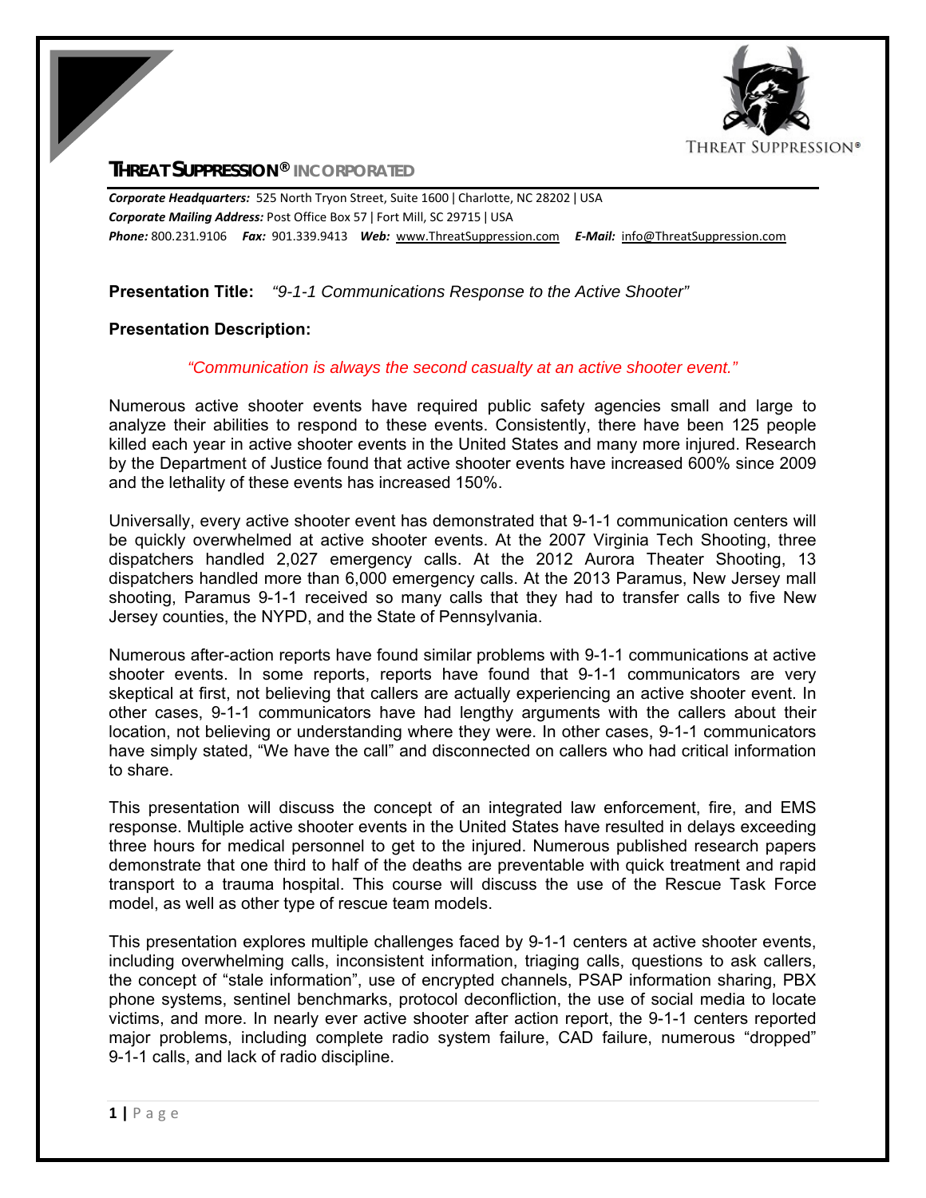**THREAT SUPPRESSION® INCORPORATED**

***Corporate Headquarters:*** 525 North Tryon Street, Suite 1600 | Charlotte, NC 28202 | USA
***Corporate Mailing Address:*** Post Office Box 57 | Fort Mill, SC 29715 | USA
***Phone:*** 800.231.9106 ***Fax:*** 901.339.9413 ***Web:*** www.ThreatSuppression.com ***E-Mail:*** info@ThreatSuppression.com

**Presentation Title:** *"9-1-1 Communications Response to the Active Shooter"*

**Presentation Description:**

*"Communication is always the second casualty at an active shooter event."*

Numerous active shooter events have required public safety agencies small and large to analyze their abilities to respond to these events. Consistently, there have been 125 people killed each year in active shooter events in the United States and many more injured. Research by the Department of Justice found that active shooter events have increased 600% since 2009 and the lethality of these events has increased 150%.

Universally, every active shooter event has demonstrated that 9-1-1 communication centers will be quickly overwhelmed at active shooter events. At the 2007 Virginia Tech Shooting, three dispatchers handled 2,027 emergency calls. At the 2012 Aurora Theater Shooting, 13 dispatchers handled more than 6,000 emergency calls. At the 2013 Paramus, New Jersey mall shooting, Paramus 9-1-1 received so many calls that they had to transfer calls to five New Jersey counties, the NYPD, and the State of Pennsylvania.

Numerous after-action reports have found similar problems with 9-1-1 communications at active shooter events. In some reports, reports have found that 9-1-1 communicators are very skeptical at first, not believing that callers are actually experiencing an active shooter event. In other cases, 9-1-1 communicators have had lengthy arguments with the callers about their location, not believing or understanding where they were. In other cases, 9-1-1 communicators have simply stated, "We have the call" and disconnected on callers who had critical information to share.

This presentation will discuss the concept of an integrated law enforcement, fire, and EMS response. Multiple active shooter events in the United States have resulted in delays exceeding three hours for medical personnel to get to the injured. Numerous published research papers demonstrate that one third to half of the deaths are preventable with quick treatment and rapid transport to a trauma hospital. This course will discuss the use of the Rescue Task Force model, as well as other type of rescue team models.

This presentation explores multiple challenges faced by 9-1-1 centers at active shooter events, including overwhelming calls, inconsistent information, triaging calls, questions to ask callers, the concept of "stale information", use of encrypted channels, PSAP information sharing, PBX phone systems, sentinel benchmarks, protocol deconfliction, the use of social media to locate victims, and more. In nearly ever active shooter after action report, the 9-1-1 centers reported major problems, including complete radio system failure, CAD failure, numerous "dropped" 9-1-1 calls, and lack of radio discipline.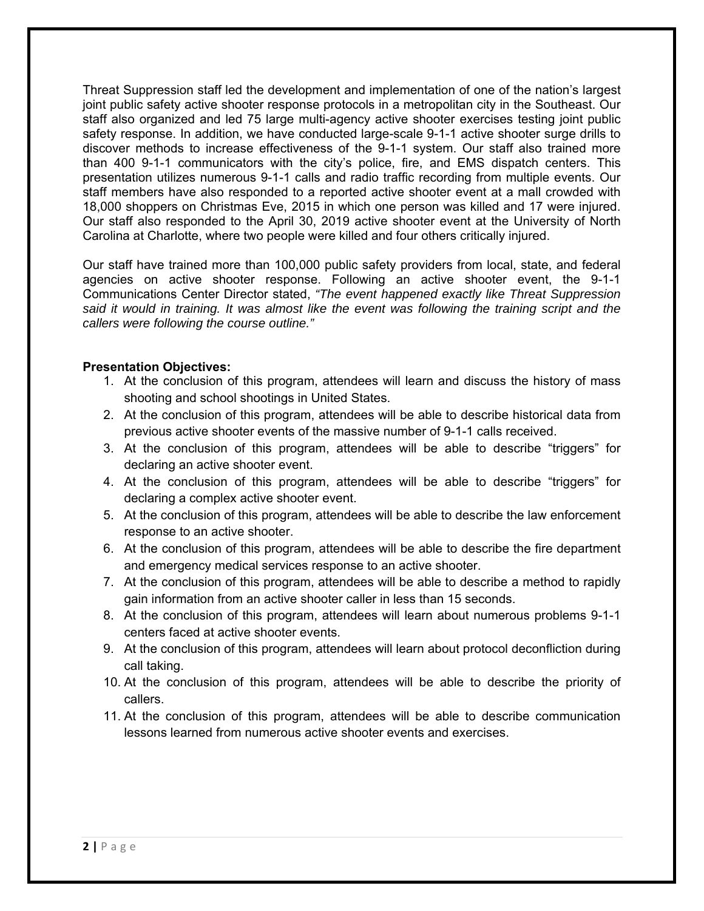Threat Suppression staff led the development and implementation of one of the nation's largest joint public safety active shooter response protocols in a metropolitan city in the Southeast. Our staff also organized and led 75 large multi-agency active shooter exercises testing joint public safety response. In addition, we have conducted large-scale 9-1-1 active shooter surge drills to discover methods to increase effectiveness of the 9-1-1 system. Our staff also trained more than 400 9-1-1 communicators with the city's police, fire, and EMS dispatch centers. This presentation utilizes numerous 9-1-1 calls and radio traffic recording from multiple events. Our staff members have also responded to a reported active shooter event at a mall crowded with 18,000 shoppers on Christmas Eve, 2015 in which one person was killed and 17 were injured. Our staff also responded to the April 30, 2019 active shooter event at the University of North Carolina at Charlotte, where two people were killed and four others critically injured.

Our staff have trained more than 100,000 public safety providers from local, state, and federal agencies on active shooter response. Following an active shooter event, the 9-1-1 Communications Center Director stated, *"The event happened exactly like Threat Suppression said it would in training. It was almost like the event was following the training script and the callers were following the course outline."*

**Presentation Objectives:**

1. At the conclusion of this program, attendees will learn and discuss the history of mass shooting and school shootings in United States.
2. At the conclusion of this program, attendees will be able to describe historical data from previous active shooter events of the massive number of 9-1-1 calls received.
3. At the conclusion of this program, attendees will be able to describe "triggers" for declaring an active shooter event.
4. At the conclusion of this program, attendees will be able to describe "triggers" for declaring a complex active shooter event.
5. At the conclusion of this program, attendees will be able to describe the law enforcement response to an active shooter.
6. At the conclusion of this program, attendees will be able to describe the fire department and emergency medical services response to an active shooter.
7. At the conclusion of this program, attendees will be able to describe a method to rapidly gain information from an active shooter caller in less than 15 seconds.
8. At the conclusion of this program, attendees will learn about numerous problems 9-1-1 centers faced at active shooter events.
9. At the conclusion of this program, attendees will learn about protocol deconfliction during call taking.
10. At the conclusion of this program, attendees will be able to describe the priority of callers.
11. At the conclusion of this program, attendees will be able to describe communication lessons learned from numerous active shooter events and exercises.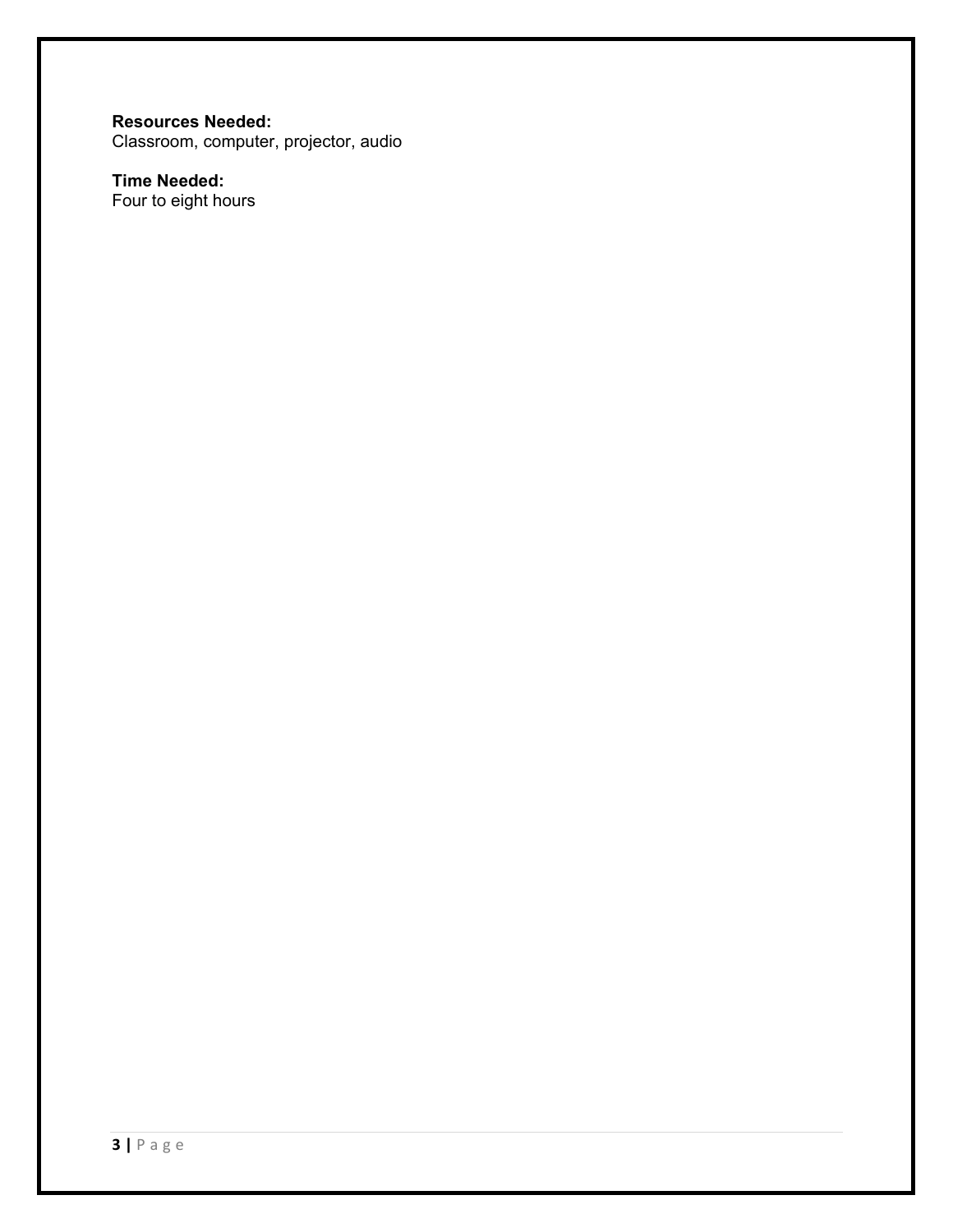**Resources Needed:**
Classroom, computer, projector, audio

**Time Needed:**
Four to eight hours